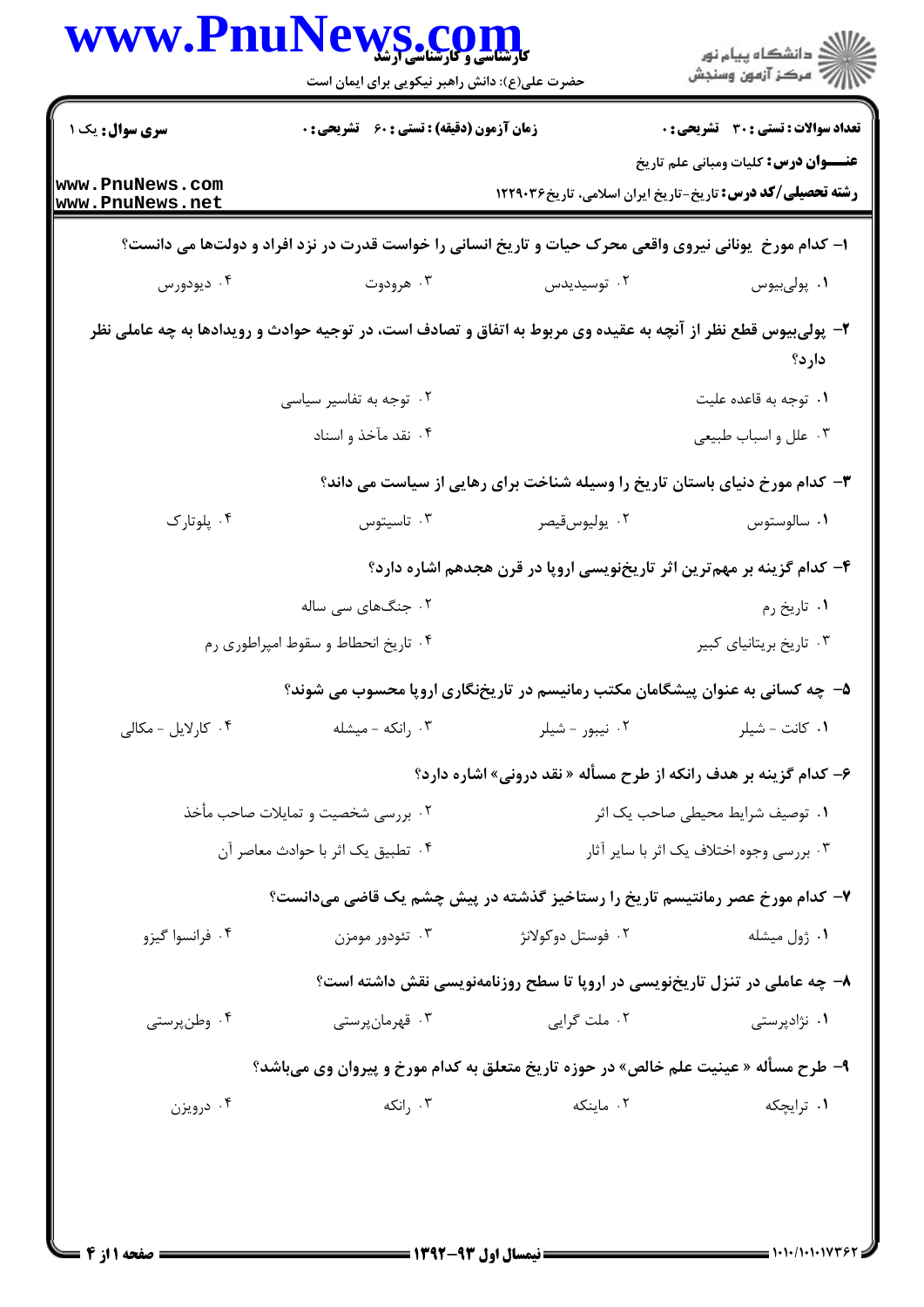**سری سوال:** یک ۱

**زمان آزمون (دقیقه) : تستی : ۶۰ تشریحی : ۰**

**تعداد سوالات : تستی : ۳۰ تشریحی : ۰**

**عنـــوان درس:** کلیات ومبانی علم تاریخ

**رشته تحصیلی/کد درس:** تاریخ-تاریخ ایران اسلامی، تاریخ۱۲۲۹۰۳۶

۱- کدام مورخ یونانی نیروی واقعی محرک حیات و تاریخ انسانی را خواست قدرت در نزد افراد و دولتها می دانست؟

۱. پولی‌بیوس ۲. توسیدیدس ۳. هرودوت ۴. دیودورس

۲- پولی‌بیوس قطع نظر از آنچه به عقیده وی مربوط به اتفاق و تصادف است، در توجیه حوادث و رویدادها به چه عاملی نظر دارد؟

۱. توجه به قاعده علیت
۲. توجه به تفاسیر سیاسی
۳. علل و اسباب طبیعی
۴. نقد مآخذ و اسناد

۳- کدام مورخ دنیای باستان تاریخ را وسیله شناخت برای رهایی از سیاست می داند؟

۱. سالوستوس ۲. یولیوس‌قیصر ۳. تاسیتوس ۴. پلوتارک

۴- کدام گزینه بر مهم‌ترین اثر تاریخ‌نویسی اروپا در قرن هجدهم اشاره دارد؟

۱. تاریخ رم
۲. جنگ‌های سی ساله
۳. تاریخ بریتانیای کبیر
۴. تاریخ انحطاط و سقوط امپراطوری رم

۵- چه کسانی به عنوان پیشگامان مکتب رمانیسم در تاریخ‌نگاری اروپا محسوب می شوند؟

۱. کانت - شیلر ۲. نیبور - شیلر ۳. رانکه - میشله ۴. کارلایل - مکالی

۶- کدام گزینه بر هدف رانکه از طرح مسأله « نقد درونی» اشاره دارد؟

۱. توصیف شرایط محیطی صاحب یک اثر
۲. بررسی شخصیت و تمایلات صاحب مأخذ
۳. بررسی وجوه اختلاف یک اثر با سایر آثار
۴. تطبیق یک اثر با حوادث معاصر آن

۷- کدام مورخ عصر رمانتیسم تاریخ را رستاخیز گذشته در پیش چشم یک قاضی می‌دانست؟

۱. ژول میشله ۲. فوستل دوکولانژ ۳. تئودور مومزن ۴. فرانسوا گیزو

۸- چه عاملی در تنزل تاریخ‌نویسی در اروپا تا سطح روزنامه‌نویسی نقش داشته است؟

۱. نژادپرستی ۲. ملت گرایی ۳. قهرمان‌پرستی ۴. وطن‌پرستی

۹- طرح مسأله « عینیت علم خالص» در حوزه تاریخ متعلق به کدام مورخ و پیروان وی می‌باشد؟

۱. ترایچکه ۲. ماینکه ۳. رانکه ۴. درویزن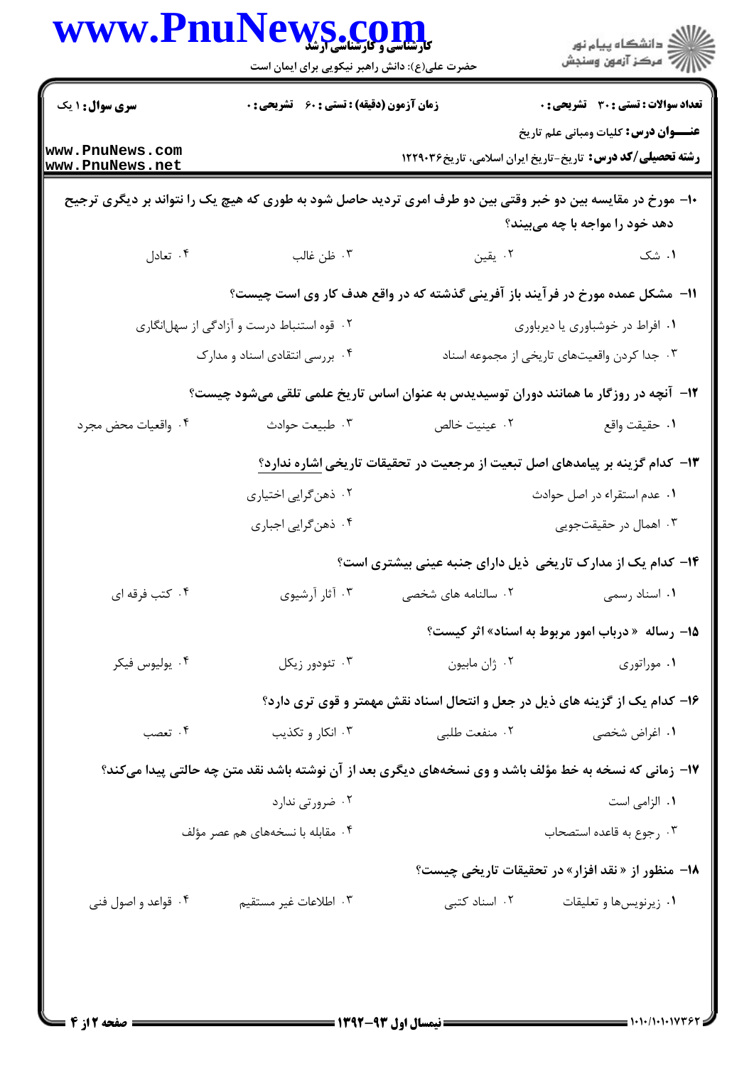**سری سوال:** ۱ یک | **زمان آزمون (دقیقه) : تستی : ۶۰ تشریحی : ۰** | **تعداد سوالات : تستی : ۳۰ تشریحی : ۰**

**عنـــوان درس:** کلیات ومبانی علم تاریخ

**رشته تحصیلی/کد درس:** تاریخ-تاریخ ایران اسلامی، تاریخ۱۲۲۹۰۳۶

۱۰- مورخ در مقایسه بین دو خبر وقتی بین دو طرف امری تردید حاصل شود به طوری که هیچ یک را نتواند بر دیگری ترجیح دهد خود را مواجه با چه می‌بیند؟

۱. شک
۲. یقین
۳. ظن غالب
۴. تعادل

۱۱- مشکل عمده مورخ در فرآیند باز آفرینی گذشته که در واقع هدف کار وی است چیست؟

۱. افراط در خوشباوری یا دیرباوری
۲. قوه استنباط درست و آزادگی از سهل‌انگاری
۳. جدا کردن واقعیت‌های تاریخی از مجموعه اسناد
۴. بررسی انتقادی اسناد و مدارک

۱۲- آنچه در روزگار ما همانند دوران توسیدیدس به عنوان اساس تاریخ علمی تلقی می‌شود چیست؟

۱. حقیقت واقع
۲. عینیت خالص
۳. طبیعت حوادث
۴. واقعیات محض مجرد

۱۳- کدام گزینه بر پیامدهای اصل تبعیت از مرجعیت در تحقیقات تاریخی اشاره ندارد؟

۱. عدم استقراء در اصل حوادث
۲. ذهن‌گرایی اختیاری
۳. اهمال در حقیقت‌جویی
۴. ذهن‌گرایی اجباری

۱۴- کدام یک از مدارک تاریخی ذیل دارای جنبه عینی بیشتری است؟

۱. اسناد رسمی
۲. سالنامه های شخصی
۳. آثار آرشیوی
۴. کتب فرقه ای

۱۵- رساله «درباب امور مربوط به اسناد» اثر کیست؟

۱. موراتوری
۲. ژان مابیون
۳. تئودور زیکل
۴. یولیوس فیکر

۱۶- کدام یک از گزینه های ذیل در جعل و انتحال اسناد نقش مهمتر و قوی تری دارد؟

۱. اغراض شخصی
۲. منفعت طلبی
۳. انکار و تکذیب
۴. تعصب

۱۷- زمانی که نسخه به خط مؤلف باشد و وی نسخه‌های دیگری بعد از آن نوشته باشد نقد متن چه حالتی پیدا می‌کند؟

۱. الزامی است
۲. ضرورتی ندارد
۳. رجوع به قاعده استصحاب
۴. مقابله با نسخه‌های هم عصر مؤلف

۱۸- منظور از «نقد افزار» در تحقیقات تاریخی چیست؟

۱. زیرنویس‌ها و تعلیقات
۲. اسناد کتبی
۳. اطلاعات غیر مستقیم
۴. قواعد و اصول فنی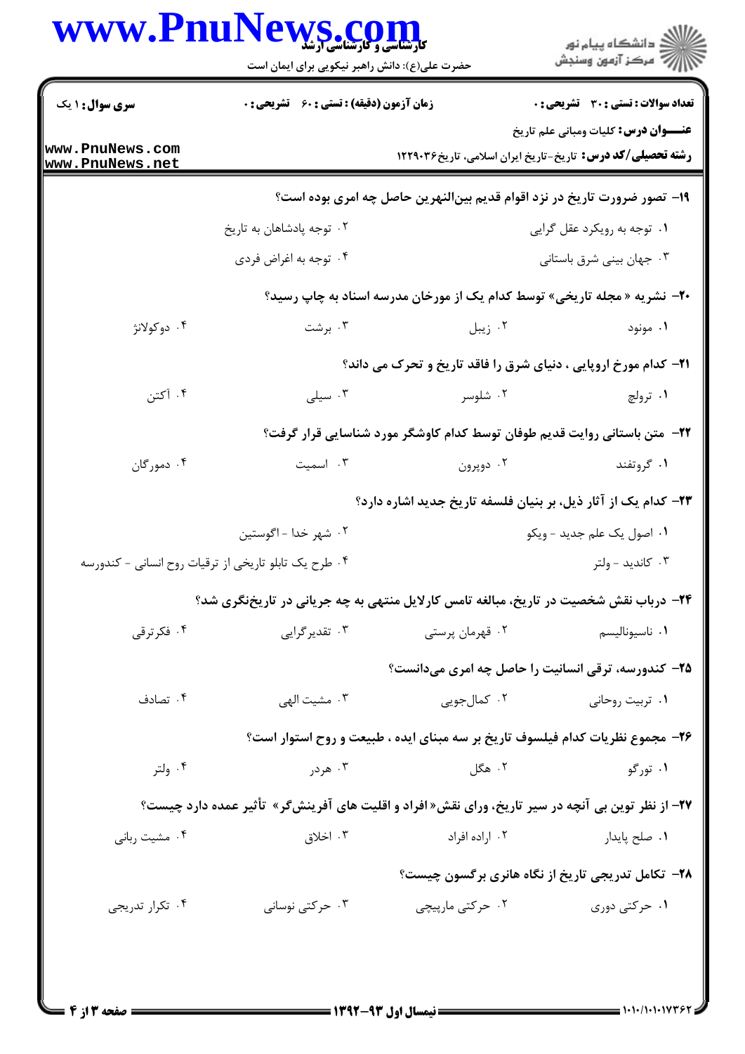**سری سوال:** ۱ یک | **زمان آزمون (دقیقه) : تستی :** ۶۰ **تشریحی :** ۰ | **تعداد سوالات : تستی :** ۳۰ **تشریحی :** ۰

**عنـــوان درس:** کلیات ومبانی علم تاریخ

**رشته تحصیلی/کد درس:** تاریخ-تاریخ ایران اسلامی، تاریخ۱۲۲۹۰۳۶

۱۹- تصور ضرورت تاریخ در نزد اقوام قدیم بین‌النهرین حاصل چه امری بوده است؟

۱. توجه به رویکرد عقل گرایی
۲. توجه پادشاهان به تاریخ
۳. جهان بینی شرق باستانی
۴. توجه به اغراض فردی

۲۰- نشریه « مجله تاریخی» توسط کدام یک از مورخان مدرسه اسناد به چاپ رسید؟

۱. مونود
۲. زیبل
۳. برشت
۴. دوکولانژ

۲۱- کدام مورخ اروپایی ، دنیای شرق را فاقد تاریخ و تحرک می داند؟

۱. ترولچ
۲. شلوسر
۳. سیلی
۴. آکتن

۲۲- متن باستانی روایت قدیم طوفان توسط کدام کاوشگر مورد شناسایی قرار گرفت؟

۱. گروتفند
۲. دوپرون
۳. اسمیت
۴. دمورگان

۲۳- کدام یک از آثار ذیل، بر بنیان فلسفه تاریخ جدید اشاره دارد؟

۱. اصول یک علم جدید - ویکو
۲. شهر خدا - اگوستین
۳. کاندید - ولتر
۴. طرح یک تابلو تاریخی از ترقیات روح انسانی - کندورسه

۲۴- درباب نقش شخصیت در تاریخ، مبالغه تامس کارلایل منتهی به چه جریانی در تاریخ‌نگری شد؟

۱. ناسیونالیسم
۲. قهرمان پرستی
۳. تقدیرگرایی
۴. فکرترقی

۲۵- کندورسه، ترقی انسانیت را حاصل چه امری می‌دانست؟

۱. تربیت روحانی
۲. کمال‌جویی
۳. مشیت الهی
۴. تصادف

۲۶- مجموع نظریات کدام فیلسوف تاریخ بر سه مبنای ایده ، طبیعت و روح استوار است؟

۱. تورگو
۲. هگل
۳. هردر
۴. ولتر

۲۷- از نظر توین بی آنچه در سیر تاریخ، ورای نقش« افراد و اقلیت های آفرینش‌گر» تأثیر عمده دارد چیست؟

۱. صلح پایدار
۲. اراده افراد
۳. اخلاق
۴. مشیت ربانی

۲۸- تکامل تدریجی تاریخ از نگاه هانری برگسون چیست؟

۱. حرکتی دوری
۲. حرکتی مارپیچی
۳. حرکتی نوسانی
۴. تکرار تدریجی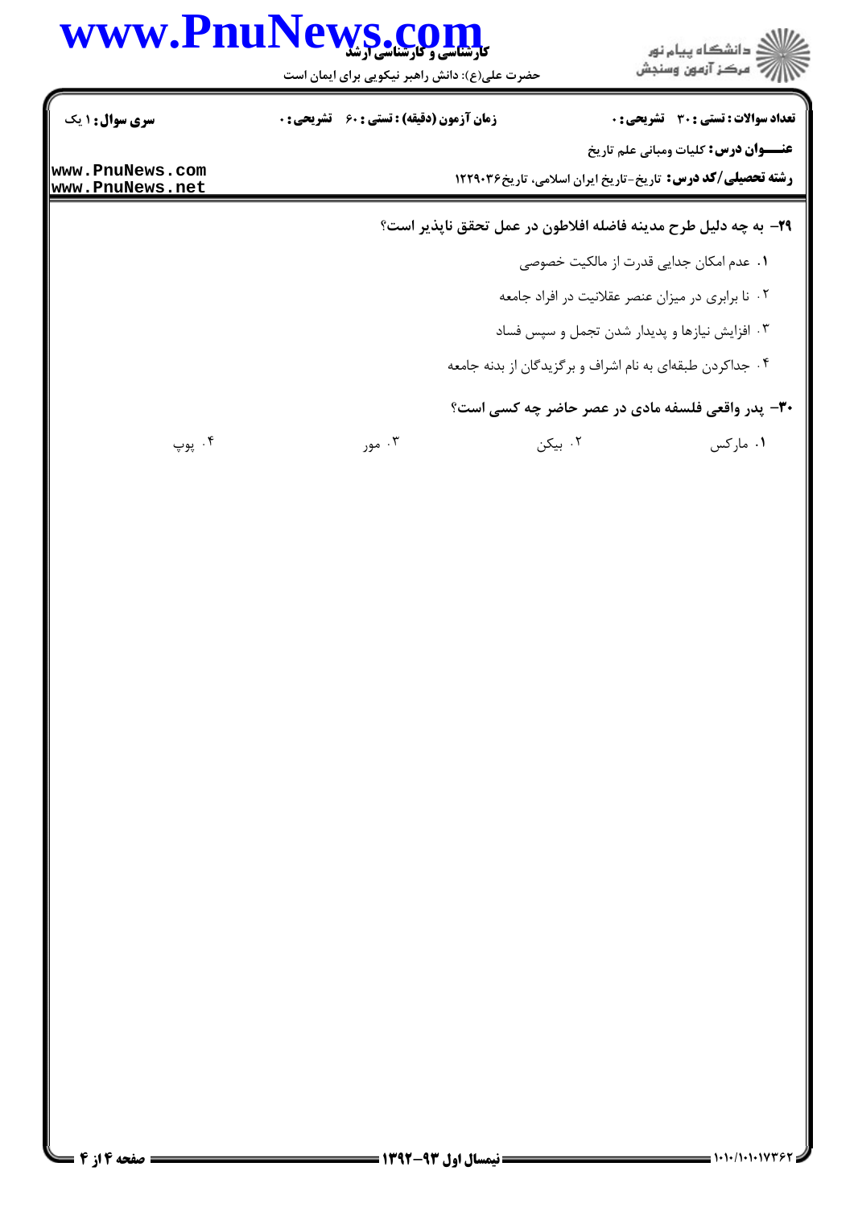**۲۹- به چه دلیل طرح مدینه فاضله افلاطون در عمل تحقق ناپذیر است؟**

۱. عدم امکان جدایی قدرت از مالکیت خصوصی

۲. نا برابری در میزان عنصر عقلانیت در افراد جامعه

۳. افزایش نیازها و پدیدار شدن تجمل و سپس فساد

۴. جداکردن طبقه‌ای به نام اشراف و برگزیدگان از بدنه جامعه

**۳۰- پدر واقعی فلسفه مادی در عصر حاضر چه کسی است؟**

۱. مارکس

۲. بیکن

۳. مور

۴. پوپ